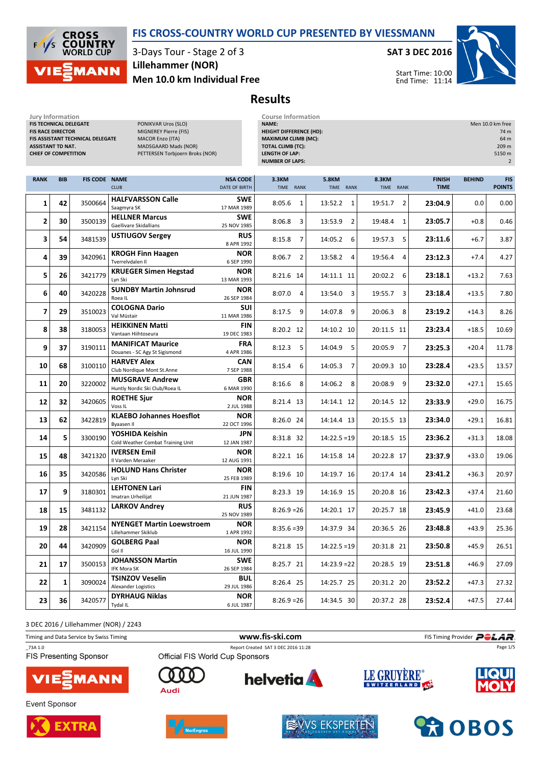# FIS CROSS-COUNTRY WORLD CUP PRESENTED BY VIESSMANN

3-Days Tour - Stage 2 of 3

**Lillehammer (NOR)**

**Men 10.0 km Individual Free**

**SAT 3 DEC 2016**

Start Time: 10:00
End Time: 11:14

## Results

**Jury Information**

| | |
|---|---|
| FIS TECHNICAL DELEGATE | PONIKVAR Uros (SLO) |
| FIS RACE DIRECTOR | MIGNEREY Pierre (FIS) |
| FIS ASSISTANT TECHNICAL DELEGATE | MACOR Enzo (ITA) |
| ASSISTANT TD NAT. | MADSGAARD Mads (NOR) |
| CHIEF OF COMPETITION | PETTERSEN Torbjoern Broks (NOR) |

**Course Information**

| | |
|---|---|
| NAME: | Men 10.0 km free |
| HEIGHT DIFFERENCE (HD): | 74 m |
| MAXIMUM CLIMB (MC): | 64 m |
| TOTAL CLIMB (TC): | 209 m |
| LENGTH OF LAP: | 5150 m |
| NUMBER OF LAPS: | 2 |

| RANK | BIB | FIS CODE | NAME / CLUB | NSA CODE / DATE OF BIRTH | 3.3KM TIME | RANK | 5.8KM TIME | RANK | 8.3KM TIME | RANK | FINISH TIME | BEHIND | FIS POINTS |
|---|---|---|---|---|---|---|---|---|---|---|---|---|---|
| 1 | 42 | 3500664 | **HALFVARSSON Calle** Saagmyra SK | **SWE** 17 MAR 1989 | 8:05.6 | 1 | 13:52.2 | 1 | 19:51.7 | 2 | **23:04.9** | 0.0 | 0.00 |
| 2 | 30 | 3500139 | **HELLNER Marcus** Gaellivare Skidallians | **SWE** 25 NOV 1985 | 8:06.8 | 3 | 13:53.9 | 2 | 19:48.4 | 1 | **23:05.7** | +0.8 | 0.46 |
| 3 | 54 | 3481539 | **USTIUGOV Sergey** | **RUS** 8 APR 1992 | 8:15.8 | 7 | 14:05.2 | 6 | 19:57.3 | 5 | **23:11.6** | +6.7 | 3.87 |
| 4 | 39 | 3420961 | **KROGH Finn Haagen** Tverrelvdalen Il | **NOR** 6 SEP 1990 | 8:06.7 | 2 | 13:58.2 | 4 | 19:56.4 | 4 | **23:12.3** | +7.4 | 4.27 |
| 5 | 26 | 3421779 | **KRUEGER Simen Hegstad** Lyn Ski | **NOR** 13 MAR 1993 | 8:21.6 | 14 | 14:11.1 | 11 | 20:02.2 | 6 | **23:18.1** | +13.2 | 7.63 |
| 6 | 40 | 3420228 | **SUNDBY Martin Johnsrud** Roea IL | **NOR** 26 SEP 1984 | 8:07.0 | 4 | 13:54.0 | 3 | 19:55.7 | 3 | **23:18.4** | +13.5 | 7.80 |
| 7 | 29 | 3510023 | **COLOGNA Dario** Val Müstair | **SUI** 11 MAR 1986 | 8:17.5 | 9 | 14:07.8 | 9 | 20:06.3 | 8 | **23:19.2** | +14.3 | 8.26 |
| 8 | 38 | 3180053 | **HEIKKINEN Matti** Vantaan Hiihtoseura | **FIN** 19 DEC 1983 | 8:20.2 | 12 | 14:10.2 | 10 | 20:11.5 | 11 | **23:23.4** | +18.5 | 10.69 |
| 9 | 37 | 3190111 | **MANIFICAT Maurice** Douanes - SC Agy St Sigismond | **FRA** 4 APR 1986 | 8:12.3 | 5 | 14:04.9 | 5 | 20:05.9 | 7 | **23:25.3** | +20.4 | 11.78 |
| 10 | 68 | 3100110 | **HARVEY Alex** Club Nordique Mont St.Anne | **CAN** 7 SEP 1988 | 8:15.4 | 6 | 14:05.3 | 7 | 20:09.3 | 10 | **23:28.4** | +23.5 | 13.57 |
| 11 | 20 | 3220002 | **MUSGRAVE Andrew** Huntly Nordic Ski Club/Roea IL | **GBR** 6 MAR 1990 | 8:16.6 | 8 | 14:06.2 | 8 | 20:08.9 | 9 | **23:32.0** | +27.1 | 15.65 |
| 12 | 32 | 3420605 | **ROETHE Sjur** Voss IL | **NOR** 2 JUL 1988 | 8:21.4 | 13 | 14:14.1 | 12 | 20:14.5 | 12 | **23:33.9** | +29.0 | 16.75 |
| 13 | 62 | 3422819 | **KLAEBO Johannes Hoesflot** Byaasen Il | **NOR** 22 OCT 1996 | 8:26.0 | 24 | 14:14.4 | 13 | 20:15.5 | 13 | **23:34.0** | +29.1 | 16.81 |
| 14 | 5 | 3300190 | **YOSHIDA Keishin** Cold Weather Combat Training Unit | **JPN** 12 JAN 1987 | 8:31.8 | 32 | 14:22.5 | =19 | 20:18.5 | 15 | **23:36.2** | +31.3 | 18.08 |
| 15 | 48 | 3421320 | **IVERSEN Emil** Il Varden Meraaker | **NOR** 12 AUG 1991 | 8:22.1 | 16 | 14:15.8 | 14 | 20:22.8 | 17 | **23:37.9** | +33.0 | 19.06 |
| 16 | 35 | 3420586 | **HOLUND Hans Christer** Lyn Ski | **NOR** 25 FEB 1989 | 8:19.6 | 10 | 14:19.7 | 16 | 20:17.4 | 14 | **23:41.2** | +36.3 | 20.97 |
| 17 | 9 | 3180301 | **LEHTONEN Lari** Imatran Urheilijat | **FIN** 21 JUN 1987 | 8:23.3 | 19 | 14:16.9 | 15 | 20:20.8 | 16 | **23:42.3** | +37.4 | 21.60 |
| 18 | 15 | 3481132 | **LARKOV Andrey** | **RUS** 25 NOV 1989 | 8:26.9 | =26 | 14:20.1 | 17 | 20:25.7 | 18 | **23:45.9** | +41.0 | 23.68 |
| 19 | 28 | 3421154 | **NYENGET Martin Loewstroem** Lillehammer Skiklub | **NOR** 1 APR 1992 | 8:35.6 | =39 | 14:37.9 | 34 | 20:36.5 | 26 | **23:48.8** | +43.9 | 25.36 |
| 20 | 44 | 3420909 | **GOLBERG Paal** Gol Il | **NOR** 16 JUL 1990 | 8:21.8 | 15 | 14:22.5 | =19 | 20:31.8 | 21 | **23:50.8** | +45.9 | 26.51 |
| 21 | 17 | 3500153 | **JOHANSSON Martin** IFK Mora SK | **SWE** 26 SEP 1984 | 8:25.7 | 21 | 14:23.9 | =22 | 20:28.5 | 19 | **23:51.8** | +46.9 | 27.09 |
| 22 | 1 | 3090024 | **TSINZOV Veselin** Alexander Logistics | **BUL** 29 JUL 1986 | 8:26.4 | 25 | 14:25.7 | 25 | 20:31.2 | 20 | **23:52.2** | +47.3 | 27.32 |
| 23 | 36 | 3420577 | **DYRHAUG Niklas** Tydal IL | **NOR** 6 JUL 1987 | 8:26.9 | =26 | 14:34.5 | 30 | 20:37.2 | 28 | **23:52.4** | +47.5 | 27.44 |

3 DEC 2016 / Lillehammer (NOR) / 2243

Timing and Data Service by Swiss Timing — www.fis-ski.com — FIS Timing Provider POLAR

_73A 1.0 — Report Created SAT 3 DEC 2016 11:28

FIS Presenting Sponsor — Official FIS World Cup Sponsors

Event Sponsor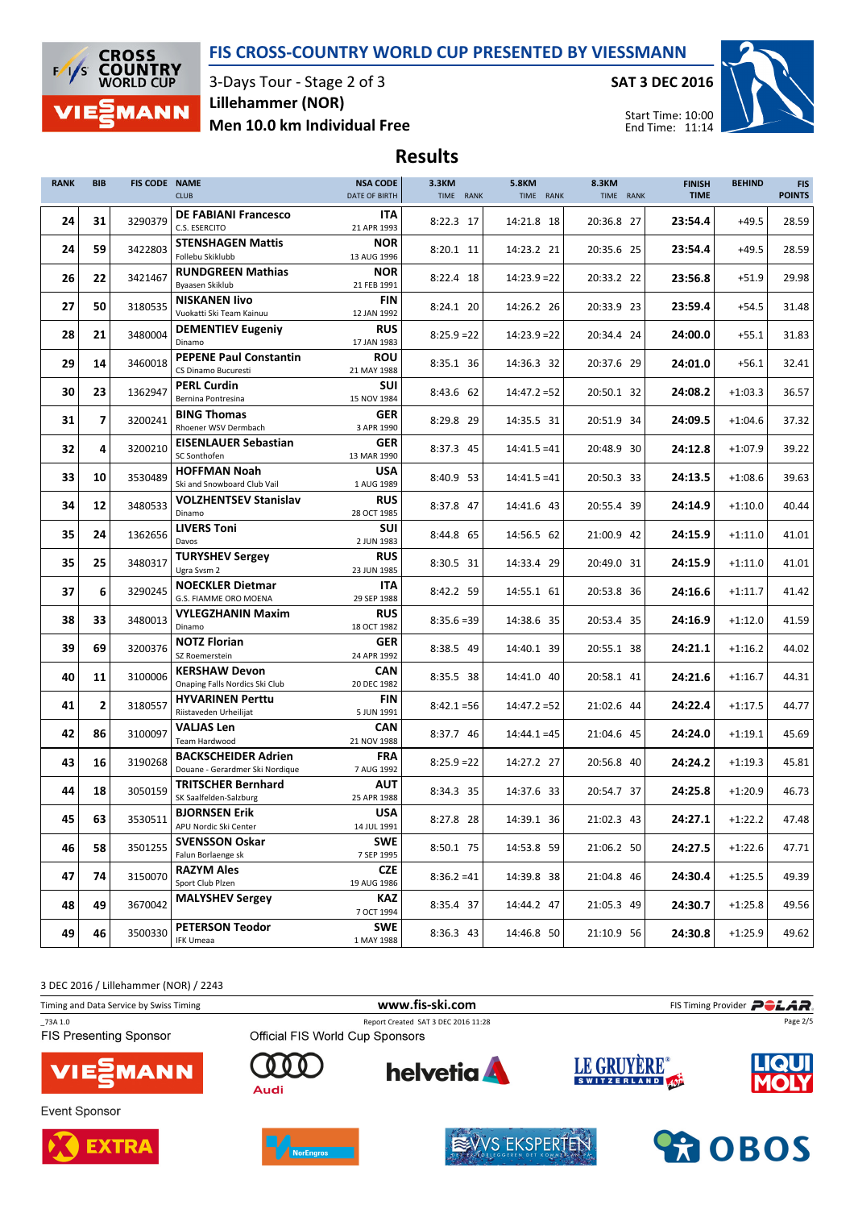# FIS CROSS-COUNTRY WORLD CUP PRESENTED BY VIESSMANN

3-Days Tour - Stage 2 of 3
**Lillehammer (NOR)**
**Men 10.0 km Individual Free**

**SAT 3 DEC 2016**

Start Time: 10:00
End Time: 11:14

## Results

| RANK | BIB | FIS CODE | NAME / CLUB | NSA CODE / DATE OF BIRTH | 3.3KM TIME | RANK | 5.8KM TIME | RANK | 8.3KM TIME | RANK | FINISH TIME | BEHIND | FIS POINTS |
|---|---|---|---|---|---|---|---|---|---|---|---|---|---|
| 24 | 31 | 3290379 | **DE FABIANI Francesco** C.S. ESERCITO | **ITA** 21 APR 1993 | 8:22.3 | 17 | 14:21.8 | 18 | 20:36.8 | 27 | **23:54.4** | +49.5 | 28.59 |
| 24 | 59 | 3422803 | **STENSHAGEN Mattis** Follebu Skiklubb | **NOR** 13 AUG 1996 | 8:20.1 | 11 | 14:23.2 | 21 | 20:35.6 | 25 | **23:54.4** | +49.5 | 28.59 |
| 26 | 22 | 3421467 | **RUNDGREEN Mathias** Byaasen Skiklub | **NOR** 21 FEB 1991 | 8:22.4 | 18 | 14:23.9 | =22 | 20:33.2 | 22 | **23:56.8** | +51.9 | 29.98 |
| 27 | 50 | 3180535 | **NISKANEN Iivo** Vuokatti Ski Team Kainuu | **FIN** 12 JAN 1992 | 8:24.1 | 20 | 14:26.2 | 26 | 20:33.9 | 23 | **23:59.4** | +54.5 | 31.48 |
| 28 | 21 | 3480004 | **DEMENTIEV Eugeniy** Dinamo | **RUS** 17 JAN 1983 | 8:25.9 | =22 | 14:23.9 | =22 | 20:34.4 | 24 | **24:00.0** | +55.1 | 31.83 |
| 29 | 14 | 3460018 | **PEPENE Paul Constantin** CS Dinamo Bucuresti | **ROU** 21 MAY 1988 | 8:35.1 | 36 | 14:36.3 | 32 | 20:37.6 | 29 | **24:01.0** | +56.1 | 32.41 |
| 30 | 23 | 1362947 | **PERL Curdin** Bernina Pontresina | **SUI** 15 NOV 1984 | 8:43.6 | 62 | 14:47.2 | =52 | 20:50.1 | 32 | **24:08.2** | +1:03.3 | 36.57 |
| 31 | 7 | 3200241 | **BING Thomas** Rhoener WSV Dermbach | **GER** 3 APR 1990 | 8:29.8 | 29 | 14:35.5 | 31 | 20:51.9 | 34 | **24:09.5** | +1:04.6 | 37.32 |
| 32 | 4 | 3200210 | **EISENLAUER Sebastian** SC Sonthofen | **GER** 13 MAR 1990 | 8:37.3 | 45 | 14:41.5 | =41 | 20:48.9 | 30 | **24:12.8** | +1:07.9 | 39.22 |
| 33 | 10 | 3530489 | **HOFFMAN Noah** Ski and Snowboard Club Vail | **USA** 1 AUG 1989 | 8:40.9 | 53 | 14:41.5 | =41 | 20:50.3 | 33 | **24:13.5** | +1:08.6 | 39.63 |
| 34 | 12 | 3480533 | **VOLZHENTSEV Stanislav** Dinamo | **RUS** 28 OCT 1985 | 8:37.8 | 47 | 14:41.6 | 43 | 20:55.4 | 39 | **24:14.9** | +1:10.0 | 40.44 |
| 35 | 24 | 1362656 | **LIVERS Toni** Davos | **SUI** 2 JUN 1983 | 8:44.8 | 65 | 14:56.5 | 62 | 21:00.9 | 42 | **24:15.9** | +1:11.0 | 41.01 |
| 35 | 25 | 3480317 | **TURYSHEV Sergey** Ugra Svsm 2 | **RUS** 23 JUN 1985 | 8:30.5 | 31 | 14:33.4 | 29 | 20:49.0 | 31 | **24:15.9** | +1:11.0 | 41.01 |
| 37 | 6 | 3290245 | **NOECKLER Dietmar** G.S. FIAMME ORO MOENA | **ITA** 29 SEP 1988 | 8:42.2 | 59 | 14:55.1 | 61 | 20:53.8 | 36 | **24:16.6** | +1:11.7 | 41.42 |
| 38 | 33 | 3480013 | **VYLEGZHANIN Maxim** Dinamo | **RUS** 18 OCT 1982 | 8:35.6 | =39 | 14:38.6 | 35 | 20:53.4 | 35 | **24:16.9** | +1:12.0 | 41.59 |
| 39 | 69 | 3200376 | **NOTZ Florian** SZ Roemerstein | **GER** 24 APR 1992 | 8:38.5 | 49 | 14:40.1 | 39 | 20:55.1 | 38 | **24:21.1** | +1:16.2 | 44.02 |
| 40 | 11 | 3100006 | **KERSHAW Devon** Onaping Falls Nordics Ski Club | **CAN** 20 DEC 1982 | 8:35.5 | 38 | 14:41.0 | 40 | 20:58.1 | 41 | **24:21.6** | +1:16.7 | 44.31 |
| 41 | 2 | 3180557 | **HYVARINEN Perttu** Riistaveden Urheilijat | **FIN** 5 JUN 1991 | 8:42.1 | =56 | 14:47.2 | =52 | 21:02.6 | 44 | **24:22.4** | +1:17.5 | 44.77 |
| 42 | 86 | 3100097 | **VALJAS Len** Team Hardwood | **CAN** 21 NOV 1988 | 8:37.7 | 46 | 14:44.1 | =45 | 21:04.6 | 45 | **24:24.0** | +1:19.1 | 45.69 |
| 43 | 16 | 3190268 | **BACKSCHEIDER Adrien** Douane - Gerardmer Ski Nordique | **FRA** 7 AUG 1992 | 8:25.9 | =22 | 14:27.2 | 27 | 20:56.8 | 40 | **24:24.2** | +1:19.3 | 45.81 |
| 44 | 18 | 3050159 | **TRITSCHER Bernhard** SK Saalfelden-Salzburg | **AUT** 25 APR 1988 | 8:34.3 | 35 | 14:37.6 | 33 | 20:54.7 | 37 | **24:25.8** | +1:20.9 | 46.73 |
| 45 | 63 | 3530511 | **BJORNSEN Erik** APU Nordic Ski Center | **USA** 14 JUL 1991 | 8:27.8 | 28 | 14:39.1 | 36 | 21:02.3 | 43 | **24:27.1** | +1:22.2 | 47.48 |
| 46 | 58 | 3501255 | **SVENSSON Oskar** Falun Borlaenge sk | **SWE** 7 SEP 1995 | 8:50.1 | 75 | 14:53.8 | 59 | 21:06.2 | 50 | **24:27.5** | +1:22.6 | 47.71 |
| 47 | 74 | 3150070 | **RAZYM Ales** Sport Club Plzen | **CZE** 19 AUG 1986 | 8:36.2 | =41 | 14:39.8 | 38 | 21:04.8 | 46 | **24:30.4** | +1:25.5 | 49.39 |
| 48 | 49 | 3670042 | **MALYSHEV Sergey** | **KAZ** 7 OCT 1994 | 8:35.4 | 37 | 14:44.2 | 47 | 21:05.3 | 49 | **24:30.7** | +1:25.8 | 49.56 |
| 49 | 46 | 3500330 | **PETERSON Teodor** IFK Umeaa | **SWE** 1 MAY 1988 | 8:36.3 | 43 | 14:46.8 | 50 | 21:10.9 | 56 | **24:30.8** | +1:25.9 | 49.62 |

3 DEC 2016 / Lillehammer (NOR) / 2243

Timing and Data Service by Swiss Timing — www.fis-ski.com — FIS Timing Provider POLAR

_73A 1.0 — Report Created SAT 3 DEC 2016 11:28

FIS Presenting Sponsor: VIESSMANN

Official FIS World Cup Sponsors: Audi, helvetia, LE GRUYÈRE SWITZERLAND AOP, LIQUI MOLY

Event Sponsor: EXTRA, NorEngros, VVS EKSPERTEN, OBOS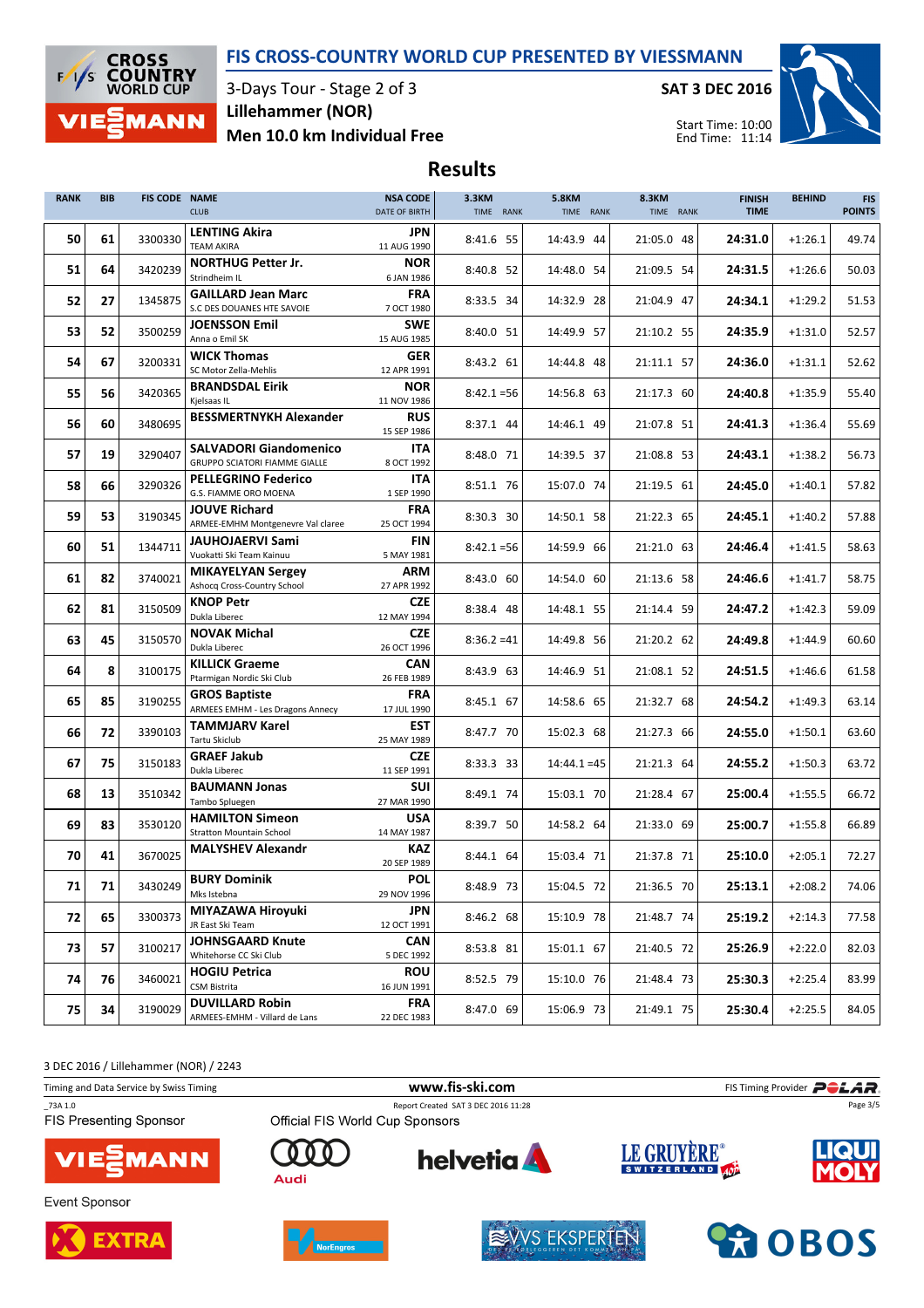# FIS CROSS-COUNTRY WORLD CUP PRESENTED BY VIESSMANN

3-Days Tour - Stage 2 of 3
**Lillehammer (NOR)**
**Men 10.0 km Individual Free**

**SAT 3 DEC 2016**

Start Time: 10:00
End Time: 11:14

## Results

| RANK | BIB | FIS CODE | NAME / CLUB | NSA CODE / DATE OF BIRTH | 3.3KM TIME | 3.3KM RANK | 5.8KM TIME | 5.8KM RANK | 8.3KM TIME | 8.3KM RANK | FINISH TIME | BEHIND | FIS POINTS |
|---|---|---|---|---|---|---|---|---|---|---|---|---|---|
| 50 | 61 | 3300330 | **LENTING Akira** TEAM AKIRA | JPN 11 AUG 1990 | 8:41.6 | 55 | 14:43.9 | 44 | 21:05.0 | 48 | **24:31.0** | +1:26.1 | 49.74 |
| 51 | 64 | 3420239 | **NORTHUG Petter Jr.** Strindheim IL | NOR 6 JAN 1986 | 8:40.8 | 52 | 14:48.0 | 54 | 21:09.5 | 54 | **24:31.5** | +1:26.6 | 50.03 |
| 52 | 27 | 1345875 | **GAILLARD Jean Marc** S.C DES DOUANES HTE SAVOIE | FRA 7 OCT 1980 | 8:33.5 | 34 | 14:32.9 | 28 | 21:04.9 | 47 | **24:34.1** | +1:29.2 | 51.53 |
| 53 | 52 | 3500259 | **JOENSSON Emil** Anna o Emil SK | SWE 15 AUG 1985 | 8:40.0 | 51 | 14:49.9 | 57 | 21:10.2 | 55 | **24:35.9** | +1:31.0 | 52.57 |
| 54 | 67 | 3200331 | **WICK Thomas** SC Motor Zella-Mehlis | GER 12 APR 1991 | 8:43.2 | 61 | 14:44.8 | 48 | 21:11.1 | 57 | **24:36.0** | +1:31.1 | 52.62 |
| 55 | 56 | 3420365 | **BRANDSDAL Eirik** Kjelsaas IL | NOR 11 NOV 1986 | 8:42.1 | =56 | 14:56.8 | 63 | 21:17.3 | 60 | **24:40.8** | +1:35.9 | 55.40 |
| 56 | 60 | 3480695 | **BESSMERTNYKH Alexander** | RUS 15 SEP 1986 | 8:37.1 | 44 | 14:46.1 | 49 | 21:07.8 | 51 | **24:41.3** | +1:36.4 | 55.69 |
| 57 | 19 | 3290407 | **SALVADORI Giandomenico** GRUPPO SCIATORI FIAMME GIALLE | ITA 8 OCT 1992 | 8:48.0 | 71 | 14:39.5 | 37 | 21:08.8 | 53 | **24:43.1** | +1:38.2 | 56.73 |
| 58 | 66 | 3290326 | **PELLEGRINO Federico** G.S. FIAMME ORO MOENA | ITA 1 SEP 1990 | 8:51.1 | 76 | 15:07.0 | 74 | 21:19.5 | 61 | **24:45.0** | +1:40.1 | 57.82 |
| 59 | 53 | 3190345 | **JOUVE Richard** ARMEE-EMHM Montgenevre Val claree | FRA 25 OCT 1994 | 8:30.3 | 30 | 14:50.1 | 58 | 21:22.3 | 65 | **24:45.1** | +1:40.2 | 57.88 |
| 60 | 51 | 1344711 | **JAUHOJAERVI Sami** Vuokatti Ski Team Kainuu | FIN 5 MAY 1981 | 8:42.1 | =56 | 14:59.9 | 66 | 21:21.0 | 63 | **24:46.4** | +1:41.5 | 58.63 |
| 61 | 82 | 3740021 | **MIKAYELYAN Sergey** Ashocq Cross-Country School | ARM 27 APR 1992 | 8:43.0 | 60 | 14:54.0 | 60 | 21:13.6 | 58 | **24:46.6** | +1:41.7 | 58.75 |
| 62 | 81 | 3150509 | **KNOP Petr** Dukla Liberec | CZE 12 MAY 1994 | 8:38.4 | 48 | 14:48.1 | 55 | 21:14.4 | 59 | **24:47.2** | +1:42.3 | 59.09 |
| 63 | 45 | 3150570 | **NOVAK Michal** Dukla Liberec | CZE 26 OCT 1996 | 8:36.2 | =41 | 14:49.8 | 56 | 21:20.2 | 62 | **24:49.8** | +1:44.9 | 60.60 |
| 64 | 8 | 3100175 | **KILLICK Graeme** Ptarmigan Nordic Ski Club | CAN 26 FEB 1989 | 8:43.9 | 63 | 14:46.9 | 51 | 21:08.1 | 52 | **24:51.5** | +1:46.6 | 61.58 |
| 65 | 85 | 3190255 | **GROS Baptiste** ARMEES EMHM - Les Dragons Annecy | FRA 17 JUL 1990 | 8:45.1 | 67 | 14:58.6 | 65 | 21:32.7 | 68 | **24:54.2** | +1:49.3 | 63.14 |
| 66 | 72 | 3390103 | **TAMMJARV Karel** Tartu Skiclub | EST 25 MAY 1989 | 8:47.7 | 70 | 15:02.3 | 68 | 21:27.3 | 66 | **24:55.0** | +1:50.1 | 63.60 |
| 67 | 75 | 3150183 | **GRAEF Jakub** Dukla Liberec | CZE 11 SEP 1991 | 8:33.3 | 33 | 14:44.1 | =45 | 21:21.3 | 64 | **24:55.2** | +1:50.3 | 63.72 |
| 68 | 13 | 3510342 | **BAUMANN Jonas** Tambo Spluegen | SUI 27 MAR 1990 | 8:49.1 | 74 | 15:03.1 | 70 | 21:28.4 | 67 | **25:00.4** | +1:55.5 | 66.72 |
| 69 | 83 | 3530120 | **HAMILTON Simeon** Stratton Mountain School | USA 14 MAY 1987 | 8:39.7 | 50 | 14:58.2 | 64 | 21:33.0 | 69 | **25:00.7** | +1:55.8 | 66.89 |
| 70 | 41 | 3670025 | **MALYSHEV Alexandr** | KAZ 20 SEP 1989 | 8:44.1 | 64 | 15:03.4 | 71 | 21:37.8 | 71 | **25:10.0** | +2:05.1 | 72.27 |
| 71 | 71 | 3430249 | **BURY Dominik** Mks Istebna | POL 29 NOV 1996 | 8:48.9 | 73 | 15:04.5 | 72 | 21:36.5 | 70 | **25:13.1** | +2:08.2 | 74.06 |
| 72 | 65 | 3300373 | **MIYAZAWA Hiroyuki** JR East Ski Team | JPN 12 OCT 1991 | 8:46.2 | 68 | 15:10.9 | 78 | 21:48.7 | 74 | **25:19.2** | +2:14.3 | 77.58 |
| 73 | 57 | 3100217 | **JOHNSGAARD Knute** Whitehorse CC Ski Club | CAN 5 DEC 1992 | 8:53.8 | 81 | 15:01.1 | 67 | 21:40.5 | 72 | **25:26.9** | +2:22.0 | 82.03 |
| 74 | 76 | 3460021 | **HOGIU Petrica** CSM Bistrita | ROU 16 JUN 1991 | 8:52.5 | 79 | 15:10.0 | 76 | 21:48.4 | 73 | **25:30.3** | +2:25.4 | 83.99 |
| 75 | 34 | 3190029 | **DUVILLARD Robin** ARMEES-EMHM - Villard de Lans | FRA 22 DEC 1983 | 8:47.0 | 69 | 15:06.9 | 73 | 21:49.1 | 75 | **25:30.4** | +2:25.5 | 84.05 |

3 DEC 2016 / Lillehammer (NOR) / 2243

Timing and Data Service by Swiss Timing — www.fis-ski.com — FIS Timing Provider POLAR

_73A 1.0 — Report Created SAT 3 DEC 2016 11:28

FIS Presenting Sponsor: VIESSMANN — Official FIS World Cup Sponsors: Audi, helvetia, LE GRUYÈRE SWITZERLAND AOP, LIQUI MOLY

Event Sponsor: EXTRA, NorEngros, VVS EKSPERTEN, OBOS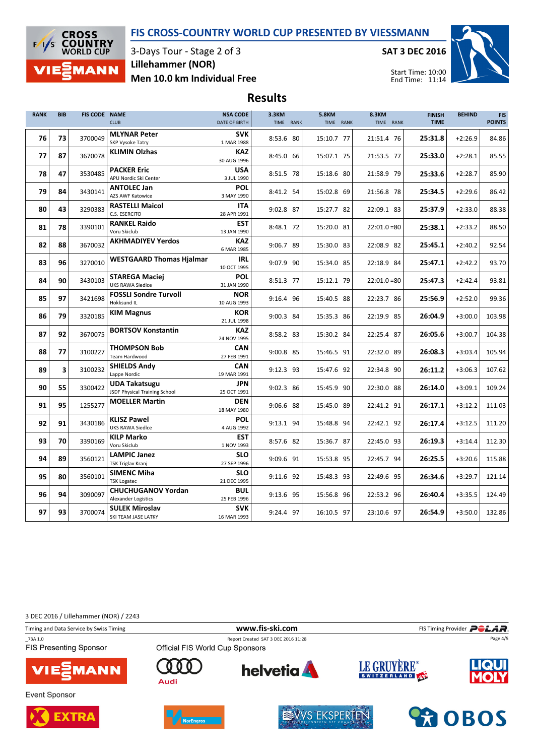# FIS CROSS-COUNTRY WORLD CUP PRESENTED BY VIESSMANN

3-Days Tour - Stage 2 of 3

**Lillehammer (NOR)**

**Men 10.0 km Individual Free**

**SAT 3 DEC 2016**

Start Time: 10:00
End Time: 11:14

## Results

| RANK | BIB | FIS CODE | NAME<br>CLUB | NSA CODE<br>DATE OF BIRTH | 3.3KM<br>TIME RANK | 5.8KM<br>TIME RANK | 8.3KM<br>TIME RANK | FINISH TIME | BEHIND | FIS POINTS |
|---|---|---|---|---|---|---|---|---|---|---|
| 76 | 73 | 3700049 | **MLYNAR Peter**<br>SKP Vysoke Tatry | **SVK**<br>1 MAR 1988 | 8:53.6 80 | 15:10.7 77 | 21:51.4 76 | **25:31.8** | +2:26.9 | 84.86 |
| 77 | 87 | 3670078 | **KLIMIN Olzhas** | **KAZ**<br>30 AUG 1996 | 8:45.0 66 | 15:07.1 75 | 21:53.5 77 | **25:33.0** | +2:28.1 | 85.55 |
| 78 | 47 | 3530485 | **PACKER Eric**<br>APU Nordic Ski Center | **USA**<br>3 JUL 1990 | 8:51.5 78 | 15:18.6 80 | 21:58.9 79 | **25:33.6** | +2:28.7 | 85.90 |
| 79 | 84 | 3430141 | **ANTOLEC Jan**<br>AZS AWF Katowice | **POL**<br>3 MAY 1990 | 8:41.2 54 | 15:02.8 69 | 21:56.8 78 | **25:34.5** | +2:29.6 | 86.42 |
| 80 | 43 | 3290383 | **RASTELLI Maicol**<br>C.S. ESERCITO | **ITA**<br>28 APR 1991 | 9:02.8 87 | 15:27.7 82 | 22:09.1 83 | **25:37.9** | +2:33.0 | 88.38 |
| 81 | 78 | 3390101 | **RANKEL Raido**<br>Voru Skiclub | **EST**<br>13 JAN 1990 | 8:48.1 72 | 15:20.0 81 | 22:01.0 =80 | **25:38.1** | +2:33.2 | 88.50 |
| 82 | 88 | 3670032 | **AKHMADIYEV Yerdos** | **KAZ**<br>6 MAR 1985 | 9:06.7 89 | 15:30.0 83 | 22:08.9 82 | **25:45.1** | +2:40.2 | 92.54 |
| 83 | 96 | 3270010 | **WESTGAARD Thomas Hjalmar** | **IRL**<br>10 OCT 1995 | 9:07.9 90 | 15:34.0 85 | 22:18.9 84 | **25:47.1** | +2:42.2 | 93.70 |
| 84 | 90 | 3430103 | **STAREGA Maciej**<br>UKS RAWA Siedlce | **POL**<br>31 JAN 1990 | 8:51.3 77 | 15:12.1 79 | 22:01.0 =80 | **25:47.3** | +2:42.4 | 93.81 |
| 85 | 97 | 3421698 | **FOSSLI Sondre Turvoll**<br>Hokksund IL | **NOR**<br>10 AUG 1993 | 9:16.4 96 | 15:40.5 88 | 22:23.7 86 | **25:56.9** | +2:52.0 | 99.36 |
| 86 | 79 | 3320185 | **KIM Magnus** | **KOR**<br>21 JUL 1998 | 9:00.3 84 | 15:35.3 86 | 22:19.9 85 | **26:04.9** | +3:00.0 | 103.98 |
| 87 | 92 | 3670075 | **BORTSOV Konstantin** | **KAZ**<br>24 NOV 1995 | 8:58.2 83 | 15:30.2 84 | 22:25.4 87 | **26:05.6** | +3:00.7 | 104.38 |
| 88 | 77 | 3100227 | **THOMPSON Bob**<br>Team Hardwood | **CAN**<br>27 FEB 1991 | 9:00.8 85 | 15:46.5 91 | 22:32.0 89 | **26:08.3** | +3:03.4 | 105.94 |
| 89 | 3 | 3100232 | **SHIELDS Andy**<br>Lappe Nordic | **CAN**<br>19 MAR 1991 | 9:12.3 93 | 15:47.6 92 | 22:34.8 90 | **26:11.2** | +3:06.3 | 107.62 |
| 90 | 55 | 3300422 | **UDA Takatsugu**<br>JSDF Physical Training School | **JPN**<br>25 OCT 1991 | 9:02.3 86 | 15:45.9 90 | 22:30.0 88 | **26:14.0** | +3:09.1 | 109.24 |
| 91 | 95 | 1255277 | **MOELLER Martin** | **DEN**<br>18 MAY 1980 | 9:06.6 88 | 15:45.0 89 | 22:41.2 91 | **26:17.1** | +3:12.2 | 111.03 |
| 92 | 91 | 3430186 | **KLISZ Pawel**<br>UKS RAWA Siedlce | **POL**<br>4 AUG 1992 | 9:13.1 94 | 15:48.8 94 | 22:42.1 92 | **26:17.4** | +3:12.5 | 111.20 |
| 93 | 70 | 3390169 | **KILP Marko**<br>Voru Skiclub | **EST**<br>1 NOV 1993 | 8:57.6 82 | 15:36.7 87 | 22:45.0 93 | **26:19.3** | +3:14.4 | 112.30 |
| 94 | 89 | 3560121 | **LAMPIC Janez**<br>TSK Triglav Kranj | **SLO**<br>27 SEP 1996 | 9:09.6 91 | 15:53.8 95 | 22:45.7 94 | **26:25.5** | +3:20.6 | 115.88 |
| 95 | 80 | 3560101 | **SIMENC Miha**<br>TSK Logatec | **SLO**<br>21 DEC 1995 | 9:11.6 92 | 15:48.3 93 | 22:49.6 95 | **26:34.6** | +3:29.7 | 121.14 |
| 96 | 94 | 3090097 | **CHUCHUGANOV Yordan**<br>Alexander Logistics | **BUL**<br>25 FEB 1996 | 9:13.6 95 | 15:56.8 96 | 22:53.2 96 | **26:40.4** | +3:35.5 | 124.49 |
| 97 | 93 | 3700074 | **SULEK Miroslav**<br>SKI TEAM JASE LATKY | **SVK**<br>16 MAR 1993 | 9:24.4 97 | 16:10.5 97 | 23:10.6 97 | **26:54.9** | +3:50.0 | 132.86 |

3 DEC 2016 / Lillehammer (NOR) / 2243

Timing and Data Service by Swiss Timing — www.fis-ski.com — FIS Timing Provider POLAR

_73A 1.0 — Report Created SAT 3 DEC 2016 11:28

FIS Presenting Sponsor: VIESSMANN

Official FIS World Cup Sponsors: Audi, helvetia, LE GRUYÈRE SWITZERLAND AOP, LIQUI MOLY

Event Sponsor: EXTRA, NorEngros, VVS EKSPERTEN, OBOS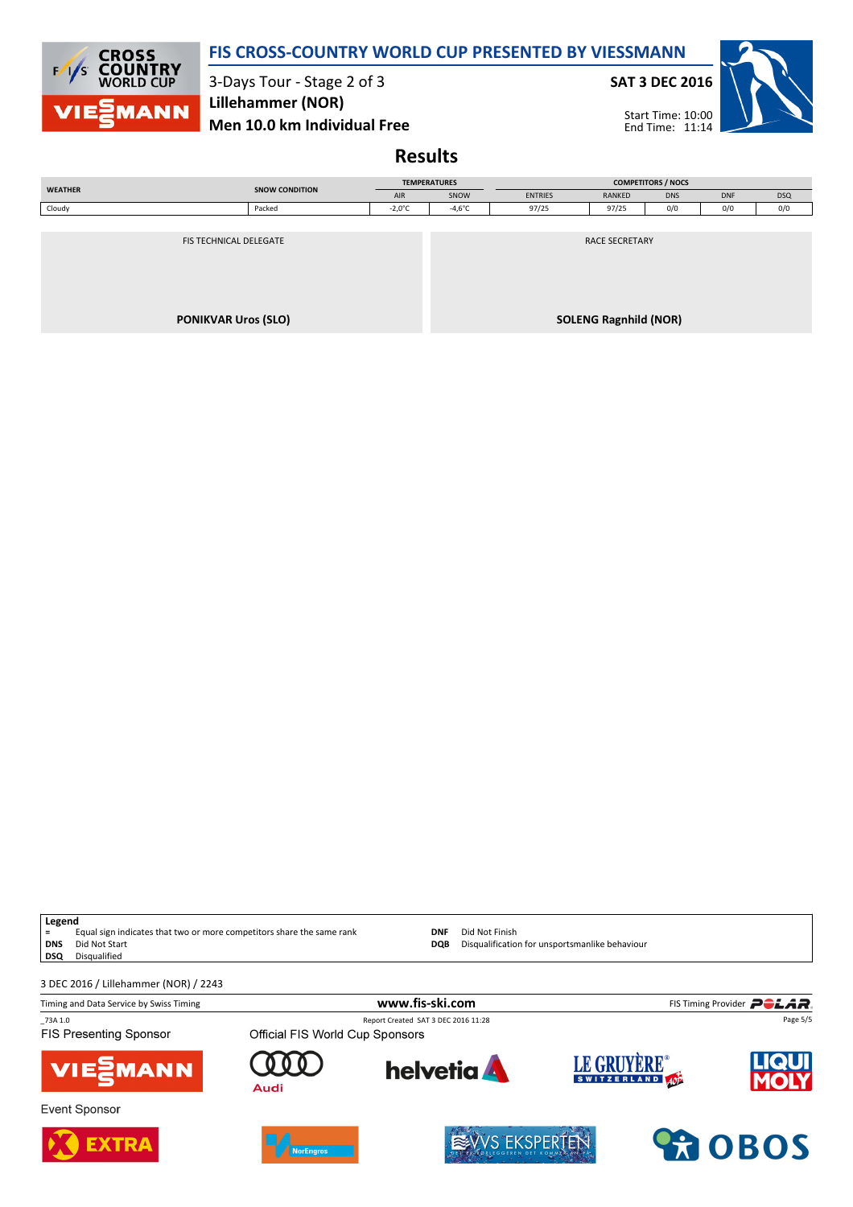# FIS CROSS-COUNTRY WORLD CUP PRESENTED BY VIESSMANN

3-Days Tour - Stage 2 of 3

**SAT 3 DEC 2016**

**Lillehammer (NOR)**

**Men 10.0 km Individual Free**

Start Time: 10:00
End Time: 11:14

## Results

| WEATHER | SNOW CONDITION | TEMPERATURES | | COMPETITORS / NOCS | | | | |
|---|---|---|---|---|---|---|---|---|
| | | AIR | SNOW | ENTRIES | RANKED | DNS | DNF | DSQ |
| Cloudy | Packed | -2,0°C | -4,6°C | 97/25 | 97/25 | 0/0 | 0/0 | 0/0 |

| FIS TECHNICAL DELEGATE | RACE SECRETARY |
|---|---|
| **PONIKVAR Uros (SLO)** | **SOLENG Ragnhild (NOR)** |

**Legend**

- **=** Equal sign indicates that two or more competitors share the same rank
- **DNS** Did Not Start
- **DSQ** Disqualified
- **DNF** Did Not Finish
- **DQB** Disqualification for unsportsmanlike behaviour

3 DEC 2016 / Lillehammer (NOR) / 2243

Timing and Data Service by Swiss Timing

www.fis-ski.com

FIS Timing Provider POLAR

_73A 1.0

Report Created SAT 3 DEC 2016 11:28

FIS Presenting Sponsor

Official FIS World Cup Sponsors

Event Sponsor